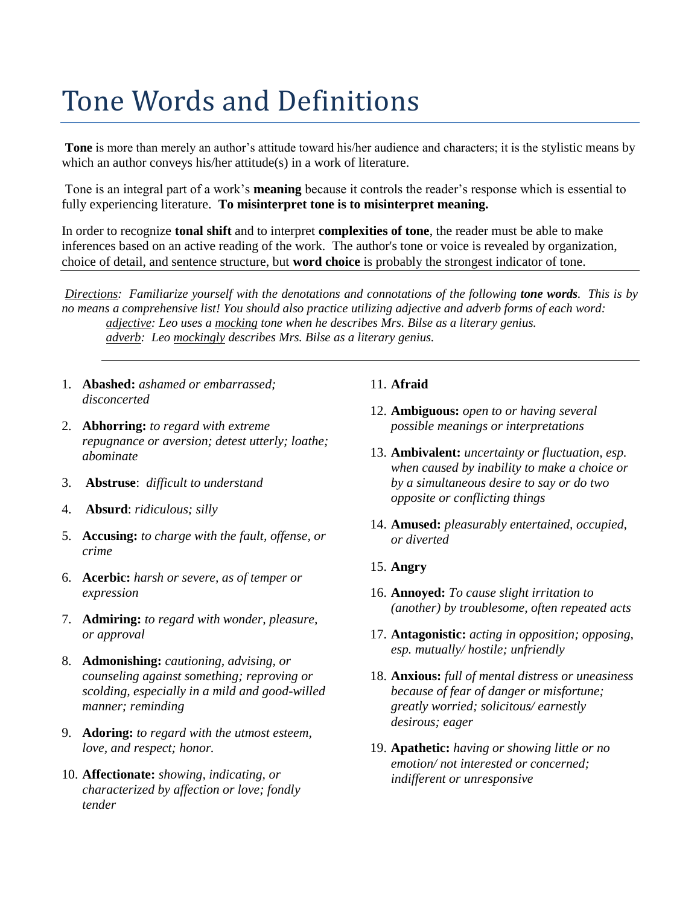# Tone Words and Definitions

**Tone** is more than merely an author's attitude toward his/her audience and characters; it is the stylistic means by which an author conveys his/her attitude(s) in a work of literature.

Tone is an integral part of a work's **meaning** because it controls the reader's response which is essential to fully experiencing literature. **To misinterpret tone is to misinterpret meaning.**

In order to recognize **tonal shift** and to interpret **complexities of tone**, the reader must be able to make inferences based on an active reading of the work. The author's tone or voice is revealed by organization, choice of detail, and sentence structure, but **word choice** is probably the strongest indicator of tone.

*Directions: Familiarize yourself with the denotations and connotations of the following **tone words**. This is by no means a comprehensive list! You should also practice utilizing adjective and adverb forms of each word:*

*adjective: Leo uses a mocking tone when he describes Mrs. Bilse as a literary genius.*

*adverb: Leo mockingly describes Mrs. Bilse as a literary genius.*

1. **Abashed:** *ashamed or embarrassed; disconcerted*
2. **Abhorring:** *to regard with extreme repugnance or aversion; detest utterly; loathe; abominate*
3. **Abstruse**: *difficult to understand*
4. **Absurd**: *ridiculous; silly*
5. **Accusing:** *to charge with the fault, offense, or crime*
6. **Acerbic:** *harsh or severe, as of temper or expression*
7. **Admiring:** *to regard with wonder, pleasure, or approval*
8. **Admonishing:** *cautioning, advising, or counseling against something; reproving or scolding, especially in a mild and good-willed manner; reminding*
9. **Adoring:** *to regard with the utmost esteem, love, and respect; honor.*
10. **Affectionate:** *showing, indicating, or characterized by affection or love; fondly tender*
11. **Afraid**
12. **Ambiguous:** *open to or having several possible meanings or interpretations*
13. **Ambivalent:** *uncertainty or fluctuation, esp. when caused by inability to make a choice or by a simultaneous desire to say or do two opposite or conflicting things*
14. **Amused:** *pleasurably entertained, occupied, or diverted*
15. **Angry**
16. **Annoyed:** *To cause slight irritation to (another) by troublesome, often repeated acts*
17. **Antagonistic:** *acting in opposition; opposing, esp. mutually/ hostile; unfriendly*
18. **Anxious:** *full of mental distress or uneasiness because of fear of danger or misfortune; greatly worried; solicitous/ earnestly desirous; eager*
19. **Apathetic:** *having or showing little or no emotion/ not interested or concerned; indifferent or unresponsive*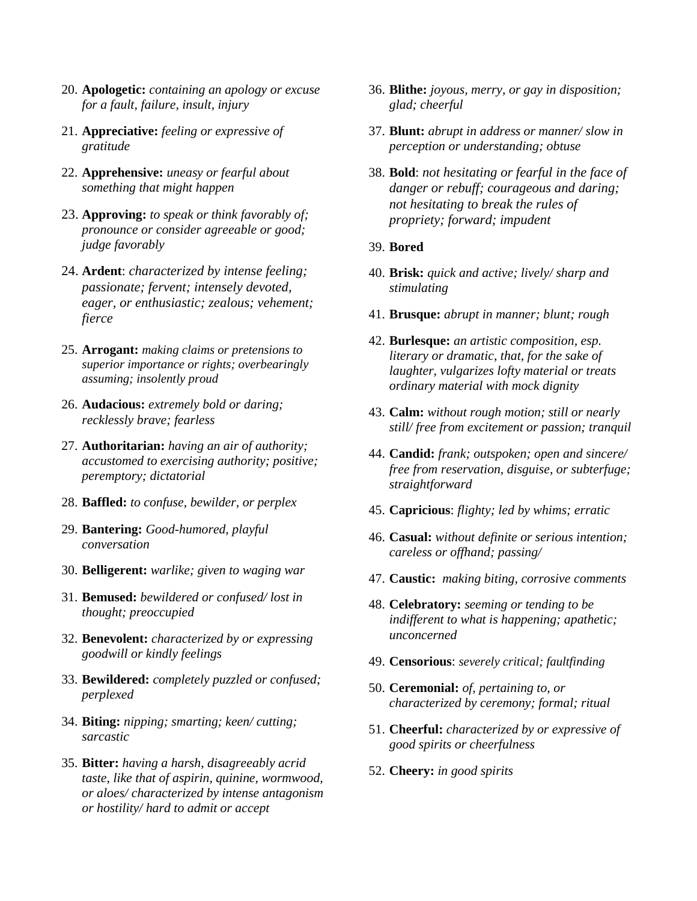20. **Apologetic:** *containing an apology or excuse for a fault, failure, insult, injury*

21. **Appreciative:** *feeling or expressive of gratitude*

22. **Apprehensive:** *uneasy or fearful about something that might happen*

23. **Approving:** *to speak or think favorably of; pronounce or consider agreeable or good; judge favorably*

24. **Ardent**: *characterized by intense feeling; passionate; fervent; intensely devoted, eager, or enthusiastic; zealous; vehement; fierce*

25. **Arrogant:** *making claims or pretensions to superior importance or rights; overbearingly assuming; insolently proud*

26. **Audacious:** *extremely bold or daring; recklessly brave; fearless*

27. **Authoritarian:** *having an air of authority; accustomed to exercising authority; positive; peremptory; dictatorial*

28. **Baffled:** *to confuse, bewilder, or perplex*

29. **Bantering:** *Good-humored, playful conversation*

30. **Belligerent:** *warlike; given to waging war*

31. **Bemused:** *bewildered or confused/ lost in thought; preoccupied*

32. **Benevolent:** *characterized by or expressing goodwill or kindly feelings*

33. **Bewildered:** *completely puzzled or confused; perplexed*

34. **Biting:** *nipping; smarting; keen/ cutting; sarcastic*

35. **Bitter:** *having a harsh, disagreeably acrid taste, like that of aspirin, quinine, wormwood, or aloes/ characterized by intense antagonism or hostility/ hard to admit or accept*

36. **Blithe:** *joyous, merry, or gay in disposition; glad; cheerful*

37. **Blunt:** *abrupt in address or manner/ slow in perception or understanding; obtuse*

38. **Bold**: *not hesitating or fearful in the face of danger or rebuff; courageous and daring; not hesitating to break the rules of propriety; forward; impudent*

39. **Bored**

40. **Brisk:** *quick and active; lively/ sharp and stimulating*

41. **Brusque:** *abrupt in manner; blunt; rough*

42. **Burlesque:** *an artistic composition, esp. literary or dramatic, that, for the sake of laughter, vulgarizes lofty material or treats ordinary material with mock dignity*

43. **Calm:** *without rough motion; still or nearly still/ free from excitement or passion; tranquil*

44. **Candid:** *frank; outspoken; open and sincere/ free from reservation, disguise, or subterfuge; straightforward*

45. **Capricious**: *flighty; led by whims; erratic*

46. **Casual:** *without definite or serious intention; careless or offhand; passing/*

47. **Caustic:** *making biting, corrosive comments*

48. **Celebratory:** *seeming or tending to be indifferent to what is happening; apathetic; unconcerned*

49. **Censorious**: *severely critical; faultfinding*

50. **Ceremonial:** *of, pertaining to, or characterized by ceremony; formal; ritual*

51. **Cheerful:** *characterized by or expressive of good spirits or cheerfulness*

52. **Cheery:** *in good spirits*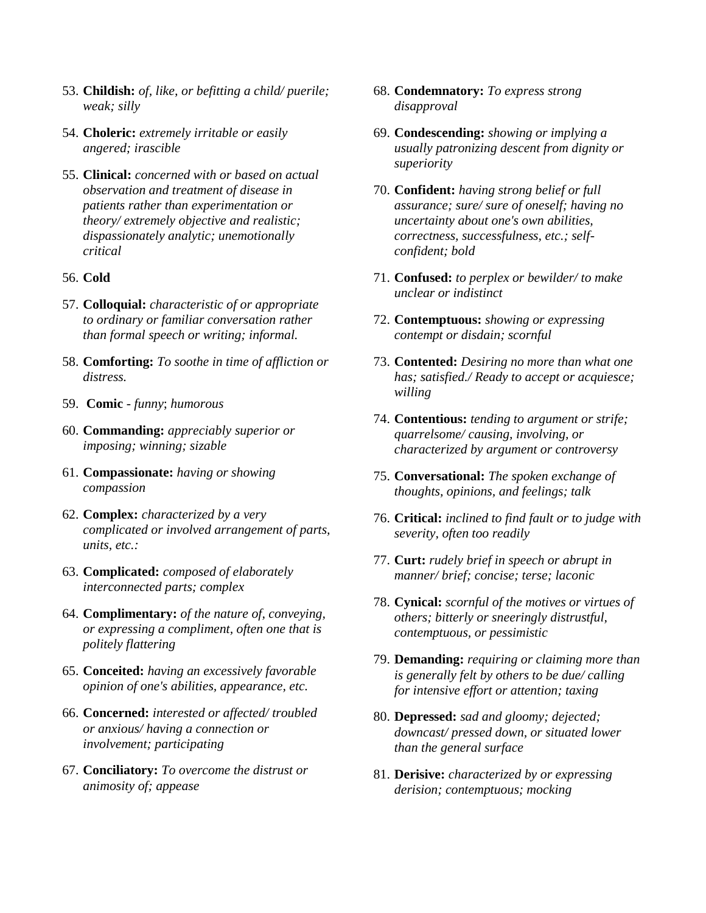53. **Childish:** *of, like, or befitting a child/ puerile; weak; silly*

54. **Choleric:** *extremely irritable or easily angered; irascible*

55. **Clinical:** *concerned with or based on actual observation and treatment of disease in patients rather than experimentation or theory/ extremely objective and realistic; dispassionately analytic; unemotionally critical*

56. **Cold**

57. **Colloquial:** *characteristic of or appropriate to ordinary or familiar conversation rather than formal speech or writing; informal.*

58. **Comforting:** *To soothe in time of affliction or distress.*

59. **Comic** - *funny*; *humorous*

60. **Commanding:** *appreciably superior or imposing; winning; sizable*

61. **Compassionate:** *having or showing compassion*

62. **Complex:** *characterized by a very complicated or involved arrangement of parts, units, etc.:*

63. **Complicated:** *composed of elaborately interconnected parts; complex*

64. **Complimentary:** *of the nature of, conveying, or expressing a compliment, often one that is politely flattering*

65. **Conceited:** *having an excessively favorable opinion of one's abilities, appearance, etc.*

66. **Concerned:** *interested or affected/ troubled or anxious/ having a connection or involvement; participating*

67. **Conciliatory:** *To overcome the distrust or animosity of; appease*

68. **Condemnatory:** *To express strong disapproval*

69. **Condescending:** *showing or implying a usually patronizing descent from dignity or superiority*

70. **Confident:** *having strong belief or full assurance; sure/ sure of oneself; having no uncertainty about one's own abilities, correctness, successfulness, etc.; self-confident; bold*

71. **Confused:** *to perplex or bewilder/ to make unclear or indistinct*

72. **Contemptuous:** *showing or expressing contempt or disdain; scornful*

73. **Contented:** *Desiring no more than what one has; satisfied./ Ready to accept or acquiesce; willing*

74. **Contentious:** *tending to argument or strife; quarrelsome/ causing, involving, or characterized by argument or controversy*

75. **Conversational:** *The spoken exchange of thoughts, opinions, and feelings; talk*

76. **Critical:** *inclined to find fault or to judge with severity, often too readily*

77. **Curt:** *rudely brief in speech or abrupt in manner/ brief; concise; terse; laconic*

78. **Cynical:** *scornful of the motives or virtues of others; bitterly or sneeringly distrustful, contemptuous, or pessimistic*

79. **Demanding:** *requiring or claiming more than is generally felt by others to be due/ calling for intensive effort or attention; taxing*

80. **Depressed:** *sad and gloomy; dejected; downcast/ pressed down, or situated lower than the general surface*

81. **Derisive:** *characterized by or expressing derision; contemptuous; mocking*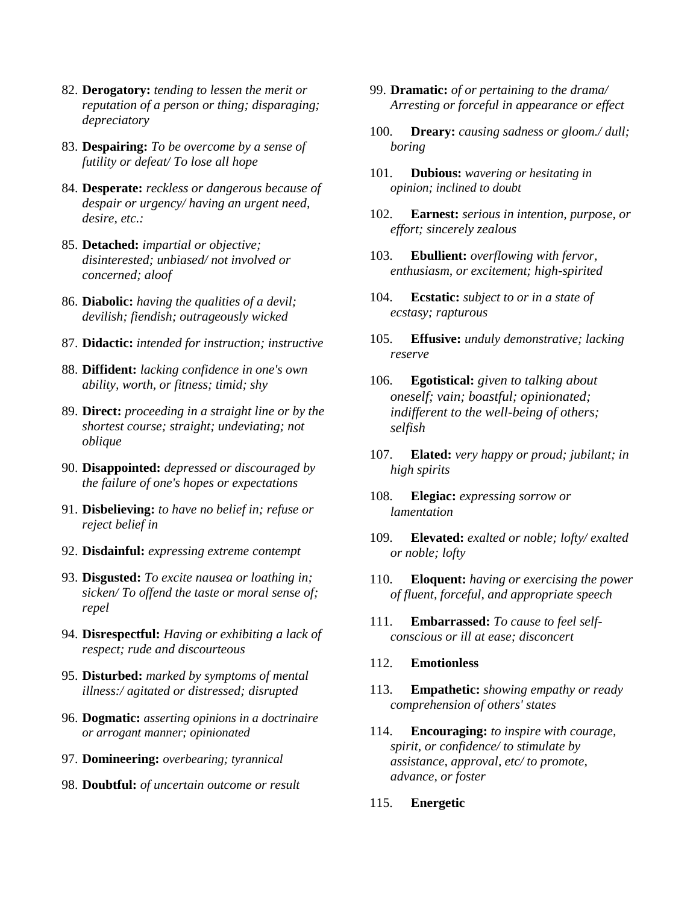82. **Derogatory:** *tending to lessen the merit or reputation of a person or thing; disparaging; depreciatory*

83. **Despairing:** *To be overcome by a sense of futility or defeat/ To lose all hope*

84. **Desperate:** *reckless or dangerous because of despair or urgency/ having an urgent need, desire, etc.:*

85. **Detached:** *impartial or objective; disinterested; unbiased/ not involved or concerned; aloof*

86. **Diabolic:** *having the qualities of a devil; devilish; fiendish; outrageously wicked*

87. **Didactic:** *intended for instruction; instructive*

88. **Diffident:** *lacking confidence in one's own ability, worth, or fitness; timid; shy*

89. **Direct:** *proceeding in a straight line or by the shortest course; straight; undeviating; not oblique*

90. **Disappointed:** *depressed or discouraged by the failure of one's hopes or expectations*

91. **Disbelieving:** *to have no belief in; refuse or reject belief in*

92. **Disdainful:** *expressing extreme contempt*

93. **Disgusted:** *To excite nausea or loathing in; sicken/ To offend the taste or moral sense of; repel*

94. **Disrespectful:** *Having or exhibiting a lack of respect; rude and discourteous*

95. **Disturbed:** *marked by symptoms of mental illness:/ agitated or distressed; disrupted*

96. **Dogmatic:** *asserting opinions in a doctrinaire or arrogant manner; opinionated*

97. **Domineering:** *overbearing; tyrannical*

98. **Doubtful:** *of uncertain outcome or result*

99. **Dramatic:** *of or pertaining to the drama/ Arresting or forceful in appearance or effect*

100. **Dreary:** *causing sadness or gloom./ dull; boring*

101. **Dubious:** *wavering or hesitating in opinion; inclined to doubt*

102. **Earnest:** *serious in intention, purpose, or effort; sincerely zealous*

103. **Ebullient:** *overflowing with fervor, enthusiasm, or excitement; high-spirited*

104. **Ecstatic:** *subject to or in a state of ecstasy; rapturous*

105. **Effusive:** *unduly demonstrative; lacking reserve*

106. **Egotistical:** *given to talking about oneself; vain; boastful; opinionated; indifferent to the well-being of others; selfish*

107. **Elated:** *very happy or proud; jubilant; in high spirits*

108. **Elegiac:** *expressing sorrow or lamentation*

109. **Elevated:** *exalted or noble; lofty/ exalted or noble; lofty*

110. **Eloquent:** *having or exercising the power of fluent, forceful, and appropriate speech*

111. **Embarrassed:** *To cause to feel self-conscious or ill at ease; disconcert*

112. **Emotionless**

113. **Empathetic:** *showing empathy or ready comprehension of others' states*

114. **Encouraging:** *to inspire with courage, spirit, or confidence/ to stimulate by assistance, approval, etc/ to promote, advance, or foster*

115. **Energetic**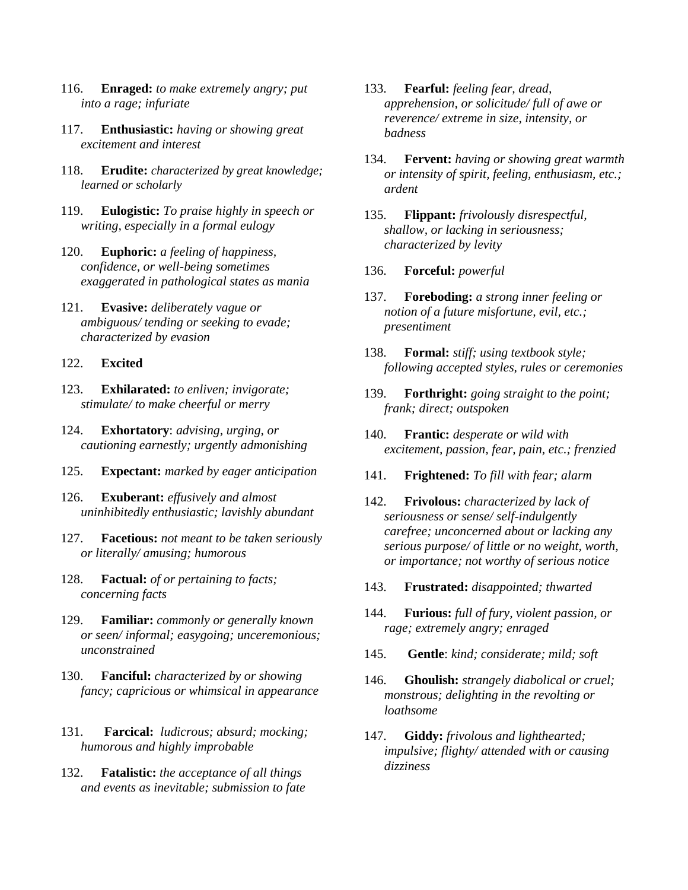116. **Enraged:** *to make extremely angry; put into a rage; infuriate*

117. **Enthusiastic:** *having or showing great excitement and interest*

118. **Erudite:** *characterized by great knowledge; learned or scholarly*

119. **Eulogistic:** *To praise highly in speech or writing, especially in a formal eulogy*

120. **Euphoric:** *a feeling of happiness, confidence, or well-being sometimes exaggerated in pathological states as mania*

121. **Evasive:** *deliberately vague or ambiguous/ tending or seeking to evade; characterized by evasion*

122. **Excited**

123. **Exhilarated:** *to enliven; invigorate; stimulate/ to make cheerful or merry*

124. **Exhortatory**: *advising, urging, or cautioning earnestly; urgently admonishing*

125. **Expectant:** *marked by eager anticipation*

126. **Exuberant:** *effusively and almost uninhibitedly enthusiastic; lavishly abundant*

127. **Facetious:** *not meant to be taken seriously or literally/ amusing; humorous*

128. **Factual:** *of or pertaining to facts; concerning facts*

129. **Familiar:** *commonly or generally known or seen/ informal; easygoing; unceremonious; unconstrained*

130. **Fanciful:** *characterized by or showing fancy; capricious or whimsical in appearance*

131. **Farcical:** *ludicrous; absurd; mocking; humorous and highly improbable*

132. **Fatalistic:** *the acceptance of all things and events as inevitable; submission to fate*

133. **Fearful:** *feeling fear, dread, apprehension, or solicitude/ full of awe or reverence/ extreme in size, intensity, or badness*

134. **Fervent:** *having or showing great warmth or intensity of spirit, feeling, enthusiasm, etc.; ardent*

135. **Flippant:** *frivolously disrespectful, shallow, or lacking in seriousness; characterized by levity*

136. **Forceful:** *powerful*

137. **Foreboding:** *a strong inner feeling or notion of a future misfortune, evil, etc.; presentiment*

138. **Formal:** *stiff; using textbook style; following accepted styles, rules or ceremonies*

139. **Forthright:** *going straight to the point; frank; direct; outspoken*

140. **Frantic:** *desperate or wild with excitement, passion, fear, pain, etc.; frenzied*

141. **Frightened:** *To fill with fear; alarm*

142. **Frivolous:** *characterized by lack of seriousness or sense/ self-indulgently carefree; unconcerned about or lacking any serious purpose/ of little or no weight, worth, or importance; not worthy of serious notice*

143. **Frustrated:** *disappointed; thwarted*

144. **Furious:** *full of fury, violent passion, or rage; extremely angry; enraged*

145. **Gentle**: *kind; considerate; mild; soft*

146. **Ghoulish:** *strangely diabolical or cruel; monstrous; delighting in the revolting or loathsome*

147. **Giddy:** *frivolous and lighthearted; impulsive; flighty/ attended with or causing dizziness*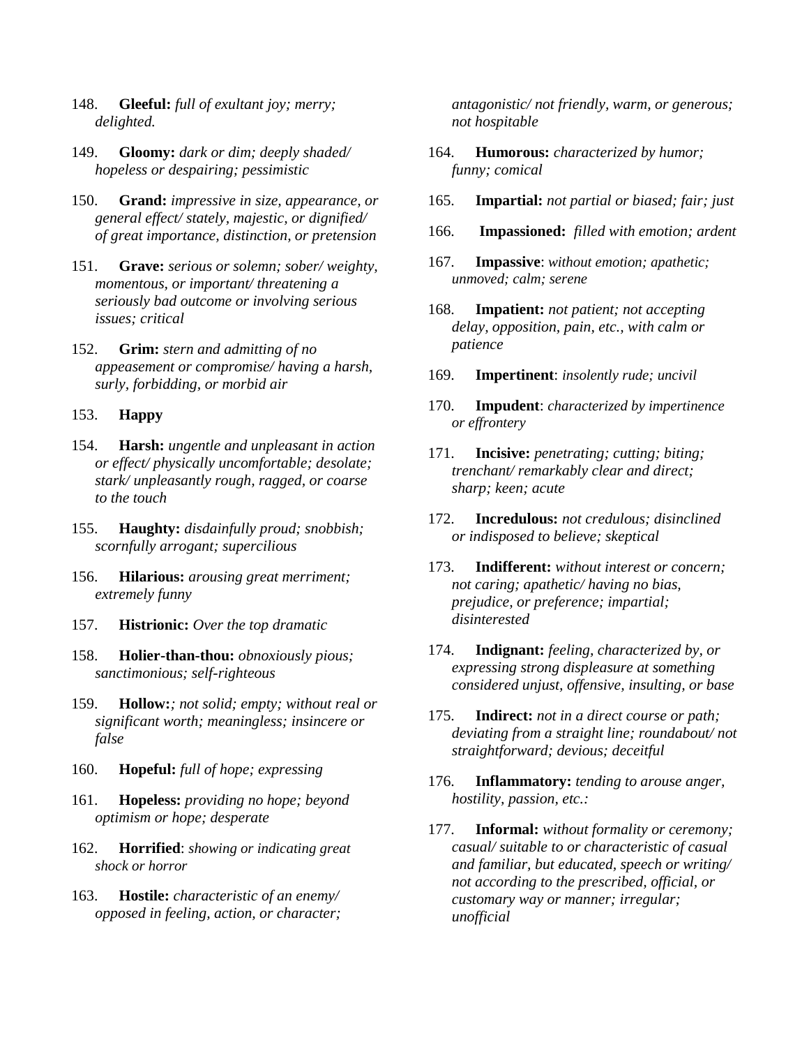148. **Gleeful:** *full of exultant joy; merry; delighted.*

149. **Gloomy:** *dark or dim; deeply shaded/ hopeless or despairing; pessimistic*

150. **Grand:** *impressive in size, appearance, or general effect/ stately, majestic, or dignified/ of great importance, distinction, or pretension*

151. **Grave:** *serious or solemn; sober/ weighty, momentous, or important/ threatening a seriously bad outcome or involving serious issues; critical*

152. **Grim:** *stern and admitting of no appeasement or compromise/ having a harsh, surly, forbidding, or morbid air*

153. **Happy**

154. **Harsh:** *ungentle and unpleasant in action or effect/ physically uncomfortable; desolate; stark/ unpleasantly rough, ragged, or coarse to the touch*

155. **Haughty:** *disdainfully proud; snobbish; scornfully arrogant; supercilious*

156. **Hilarious:** *arousing great merriment; extremely funny*

157. **Histrionic:** *Over the top dramatic*

158. **Holier-than-thou:** *obnoxiously pious; sanctimonious; self-righteous*

159. **Hollow:***; not solid; empty; without real or significant worth; meaningless; insincere or false*

160. **Hopeful:** *full of hope; expressing*

161. **Hopeless:** *providing no hope; beyond optimism or hope; desperate*

162. **Horrified**: *showing or indicating great shock or horror*

163. **Hostile:** *characteristic of an enemy/ opposed in feeling, action, or character; antagonistic/ not friendly, warm, or generous; not hospitable*

164. **Humorous:** *characterized by humor; funny; comical*

165. **Impartial:** *not partial or biased; fair; just*

166. **Impassioned:** *filled with emotion; ardent*

167. **Impassive**: *without emotion; apathetic; unmoved; calm; serene*

168. **Impatient:** *not patient; not accepting delay, opposition, pain, etc., with calm or patience*

169. **Impertinent**: *insolently rude; uncivil*

170. **Impudent**: *characterized by impertinence or effrontery*

171. **Incisive:** *penetrating; cutting; biting; trenchant/ remarkably clear and direct; sharp; keen; acute*

172. **Incredulous:** *not credulous; disinclined or indisposed to believe; skeptical*

173. **Indifferent:** *without interest or concern; not caring; apathetic/ having no bias, prejudice, or preference; impartial; disinterested*

174. **Indignant:** *feeling, characterized by, or expressing strong displeasure at something considered unjust, offensive, insulting, or base*

175. **Indirect:** *not in a direct course or path; deviating from a straight line; roundabout/ not straightforward; devious; deceitful*

176. **Inflammatory:** *tending to arouse anger, hostility, passion, etc.:*

177. **Informal:** *without formality or ceremony; casual/ suitable to or characteristic of casual and familiar, but educated, speech or writing/ not according to the prescribed, official, or customary way or manner; irregular; unofficial*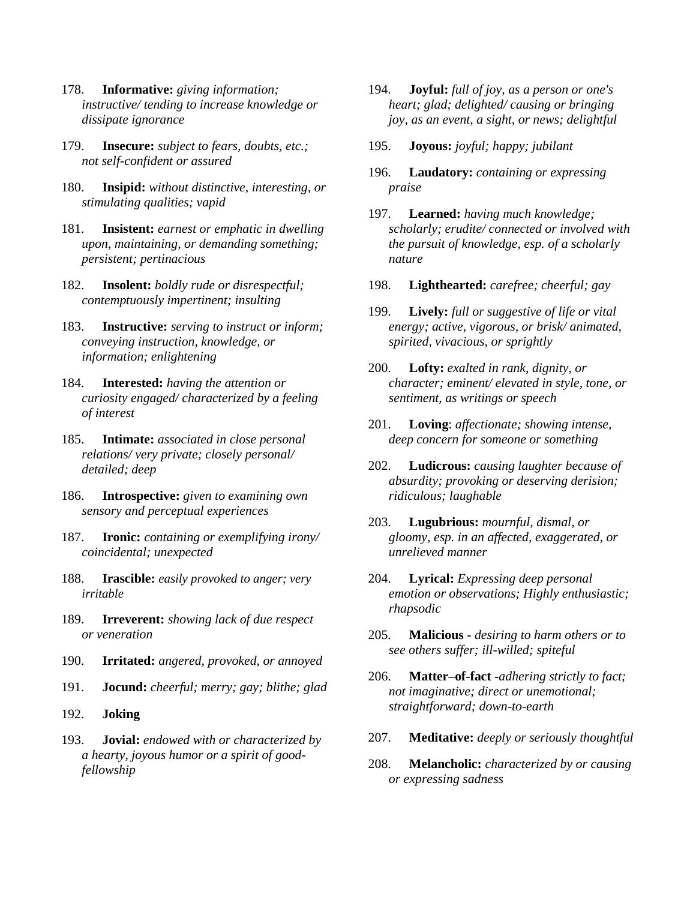178. **Informative:** *giving information; instructive/ tending to increase knowledge or dissipate ignorance*

179. **Insecure:** *subject to fears, doubts, etc.; not self-confident or assured*

180. **Insipid:** *without distinctive, interesting, or stimulating qualities; vapid*

181. **Insistent:** *earnest or emphatic in dwelling upon, maintaining, or demanding something; persistent; pertinacious*

182. **Insolent:** *boldly rude or disrespectful; contemptuously impertinent; insulting*

183. **Instructive:** *serving to instruct or inform; conveying instruction, knowledge, or information; enlightening*

184. **Interested:** *having the attention or curiosity engaged/ characterized by a feeling of interest*

185. **Intimate:** *associated in close personal relations/ very private; closely personal/ detailed; deep*

186. **Introspective:** *given to examining own sensory and perceptual experiences*

187. **Ironic:** *containing or exemplifying irony/ coincidental; unexpected*

188. **Irascible:** *easily provoked to anger; very irritable*

189. **Irreverent:** *showing lack of due respect or veneration*

190. **Irritated:** *angered, provoked, or annoyed*

191. **Jocund:** *cheerful; merry; gay; blithe; glad*

192. **Joking**

193. **Jovial:** *endowed with or characterized by a hearty, joyous humor or a spirit of good-fellowship*

194. **Joyful:** *full of joy, as a person or one's heart; glad; delighted/ causing or bringing joy, as an event, a sight, or news; delightful*

195. **Joyous:** *joyful; happy; jubilant*

196. **Laudatory:** *containing or expressing praise*

197. **Learned:** *having much knowledge; scholarly; erudite/ connected or involved with the pursuit of knowledge, esp. of a scholarly nature*

198. **Lighthearted:** *carefree; cheerful; gay*

199. **Lively:** *full or suggestive of life or vital energy; active, vigorous, or brisk/ animated, spirited, vivacious, or sprightly*

200. **Lofty:** *exalted in rank, dignity, or character; eminent/ elevated in style, tone, or sentiment, as writings or speech*

201. **Loving**: *affectionate; showing intense, deep concern for someone or something*

202. **Ludicrous:** *causing laughter because of absurdity; provoking or deserving derision; ridiculous; laughable*

203. **Lugubrious:** *mournful, dismal, or gloomy, esp. in an affected, exaggerated, or unrelieved manner*

204. **Lyrical:** *Expressing deep personal emotion or observations; Highly enthusiastic; rhapsodic*

205. **Malicious** - *desiring to harm others or to see others suffer; ill-willed; spiteful*

206. **Matter–of-fact** -*adhering strictly to fact; not imaginative; direct or unemotional; straightforward; down-to-earth*

207. **Meditative:** *deeply or seriously thoughtful*

208. **Melancholic:** *characterized by or causing or expressing sadness*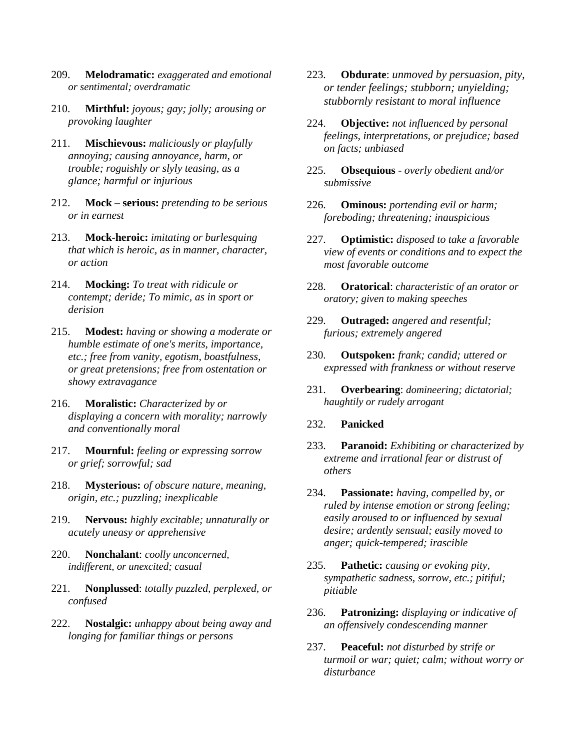209. **Melodramatic:** *exaggerated and emotional or sentimental; overdramatic*

210. **Mirthful:** *joyous; gay; jolly; arousing or provoking laughter*

211. **Mischievous:** *maliciously or playfully annoying; causing annoyance, harm, or trouble; roguishly or slyly teasing, as a glance; harmful or injurious*

212. **Mock – serious:** *pretending to be serious or in earnest*

213. **Mock-heroic:** *imitating or burlesquing that which is heroic, as in manner, character, or action*

214. **Mocking:** *To treat with ridicule or contempt; deride; To mimic, as in sport or derision*

215. **Modest:** *having or showing a moderate or humble estimate of one's merits, importance, etc.; free from vanity, egotism, boastfulness, or great pretensions; free from ostentation or showy extravagance*

216. **Moralistic:** *Characterized by or displaying a concern with morality; narrowly and conventionally moral*

217. **Mournful:** *feeling or expressing sorrow or grief; sorrowful; sad*

218. **Mysterious:** *of obscure nature, meaning, origin, etc.; puzzling; inexplicable*

219. **Nervous:** *highly excitable; unnaturally or acutely uneasy or apprehensive*

220. **Nonchalant**: *coolly unconcerned, indifferent, or unexcited; casual*

221. **Nonplussed**: *totally puzzled, perplexed, or confused*

222. **Nostalgic:** *unhappy about being away and longing for familiar things or persons*

223. **Obdurate**: *unmoved by persuasion, pity, or tender feelings; stubborn; unyielding; stubbornly resistant to moral influence*

224. **Objective:** *not influenced by personal feelings, interpretations, or prejudice; based on facts; unbiased*

225. **Obsequious** - *overly obedient and/or submissive*

226. **Ominous:** *portending evil or harm; foreboding; threatening; inauspicious*

227. **Optimistic:** *disposed to take a favorable view of events or conditions and to expect the most favorable outcome*

228. **Oratorical**: *characteristic of an orator or oratory; given to making speeches*

229. **Outraged:** *angered and resentful; furious; extremely angered*

230. **Outspoken:** *frank; candid; uttered or expressed with frankness or without reserve*

231. **Overbearing**: *domineering; dictatorial; haughtily or rudely arrogant*

232. **Panicked**

233. **Paranoid:** *Exhibiting or characterized by extreme and irrational fear or distrust of others*

234. **Passionate:** *having, compelled by, or ruled by intense emotion or strong feeling; easily aroused to or influenced by sexual desire; ardently sensual; easily moved to anger; quick-tempered; irascible*

235. **Pathetic:** *causing or evoking pity, sympathetic sadness, sorrow, etc.; pitiful; pitiable*

236. **Patronizing:** *displaying or indicative of an offensively condescending manner*

237. **Peaceful:** *not disturbed by strife or turmoil or war; quiet; calm; without worry or disturbance*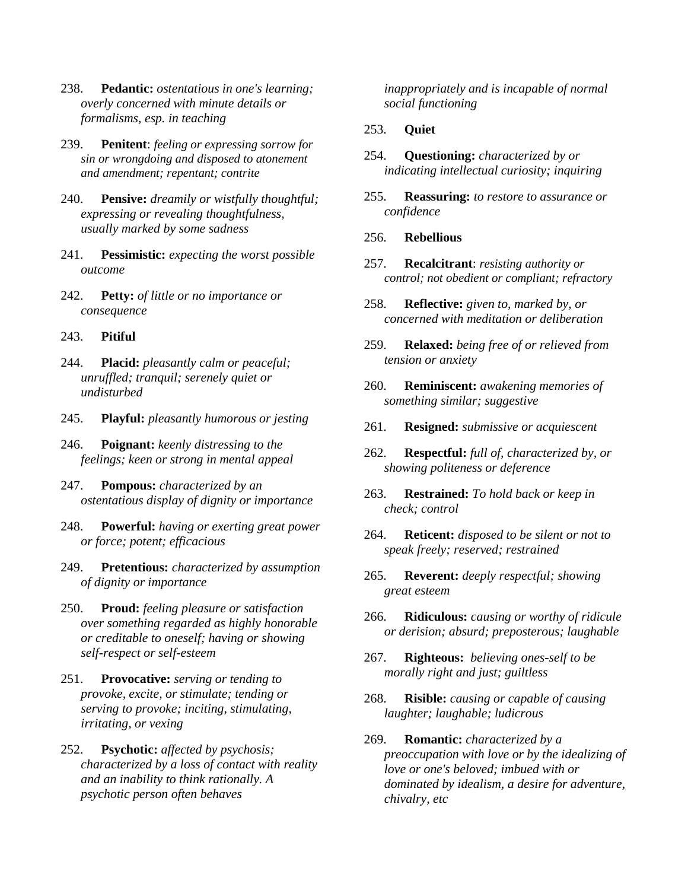238. **Pedantic:** *ostentatious in one's learning; overly concerned with minute details or formalisms, esp. in teaching*

239. **Penitent**: *feeling or expressing sorrow for sin or wrongdoing and disposed to atonement and amendment; repentant; contrite*

240. **Pensive:** *dreamily or wistfully thoughtful; expressing or revealing thoughtfulness, usually marked by some sadness*

241. **Pessimistic:** *expecting the worst possible outcome*

242. **Petty:** *of little or no importance or consequence*

243. **Pitiful**

244. **Placid:** *pleasantly calm or peaceful; unruffled; tranquil; serenely quiet or undisturbed*

245. **Playful:** *pleasantly humorous or jesting*

246. **Poignant:** *keenly distressing to the feelings; keen or strong in mental appeal*

247. **Pompous:** *characterized by an ostentatious display of dignity or importance*

248. **Powerful:** *having or exerting great power or force; potent; efficacious*

249. **Pretentious:** *characterized by assumption of dignity or importance*

250. **Proud:** *feeling pleasure or satisfaction over something regarded as highly honorable or creditable to oneself; having or showing self-respect or self-esteem*

251. **Provocative:** *serving or tending to provoke, excite, or stimulate; tending or serving to provoke; inciting, stimulating, irritating, or vexing*

252. **Psychotic:** *affected by psychosis; characterized by a loss of contact with reality and an inability to think rationally. A psychotic person often behaves inappropriately and is incapable of normal social functioning*

253. **Quiet**

254. **Questioning:** *characterized by or indicating intellectual curiosity; inquiring*

255. **Reassuring:** *to restore to assurance or confidence*

256. **Rebellious**

257. **Recalcitrant**: *resisting authority or control; not obedient or compliant; refractory*

258. **Reflective:** *given to, marked by, or concerned with meditation or deliberation*

259. **Relaxed:** *being free of or relieved from tension or anxiety*

260. **Reminiscent:** *awakening memories of something similar; suggestive*

261. **Resigned:** *submissive or acquiescent*

262. **Respectful:** *full of, characterized by, or showing politeness or deference*

263. **Restrained:** *To hold back or keep in check; control*

264. **Reticent:** *disposed to be silent or not to speak freely; reserved; restrained*

265. **Reverent:** *deeply respectful; showing great esteem*

266. **Ridiculous:** *causing or worthy of ridicule or derision; absurd; preposterous; laughable*

267. **Righteous:** *believing ones-self to be morally right and just; guiltless*

268. **Risible:** *causing or capable of causing laughter; laughable; ludicrous*

269. **Romantic:** *characterized by a preoccupation with love or by the idealizing of love or one's beloved; imbued with or dominated by idealism, a desire for adventure, chivalry, etc*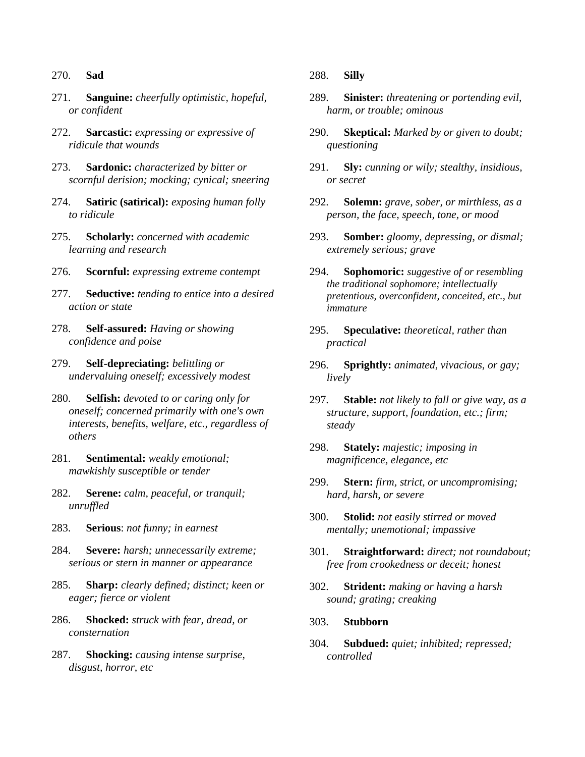270. **Sad**

271. **Sanguine:** *cheerfully optimistic, hopeful, or confident*

272. **Sarcastic:** *expressing or expressive of ridicule that wounds*

273. **Sardonic:** *characterized by bitter or scornful derision; mocking; cynical; sneering*

274. **Satiric (satirical):** *exposing human folly to ridicule*

275. **Scholarly:** *concerned with academic learning and research*

276. **Scornful:** *expressing extreme contempt*

277. **Seductive:** *tending to entice into a desired action or state*

278. **Self-assured:** *Having or showing confidence and poise*

279. **Self-depreciating:** *belittling or undervaluing oneself; excessively modest*

280. **Selfish:** *devoted to or caring only for oneself; concerned primarily with one's own interests, benefits, welfare, etc., regardless of others*

281. **Sentimental:** *weakly emotional; mawkishly susceptible or tender*

282. **Serene:** *calm, peaceful, or tranquil; unruffled*

283. **Serious**: *not funny; in earnest*

284. **Severe:** *harsh; unnecessarily extreme; serious or stern in manner or appearance*

285. **Sharp:** *clearly defined; distinct; keen or eager; fierce or violent*

286. **Shocked:** *struck with fear, dread, or consternation*

287. **Shocking:** *causing intense surprise, disgust, horror, etc*

288. **Silly**

289. **Sinister:** *threatening or portending evil, harm, or trouble; ominous*

290. **Skeptical:** *Marked by or given to doubt; questioning*

291. **Sly:** *cunning or wily; stealthy, insidious, or secret*

292. **Solemn:** *grave, sober, or mirthless, as a person, the face, speech, tone, or mood*

293. **Somber:** *gloomy, depressing, or dismal; extremely serious; grave*

294. **Sophomoric:** *suggestive of or resembling the traditional sophomore; intellectually pretentious, overconfident, conceited, etc., but immature*

295. **Speculative:** *theoretical, rather than practical*

296. **Sprightly:** *animated, vivacious, or gay; lively*

297. **Stable:** *not likely to fall or give way, as a structure, support, foundation, etc.; firm; steady*

298. **Stately:** *majestic; imposing in magnificence, elegance, etc*

299. **Stern:** *firm, strict, or uncompromising; hard, harsh, or severe*

300. **Stolid:** *not easily stirred or moved mentally; unemotional; impassive*

301. **Straightforward:** *direct; not roundabout; free from crookedness or deceit; honest*

302. **Strident:** *making or having a harsh sound; grating; creaking*

303. **Stubborn**

304. **Subdued:** *quiet; inhibited; repressed; controlled*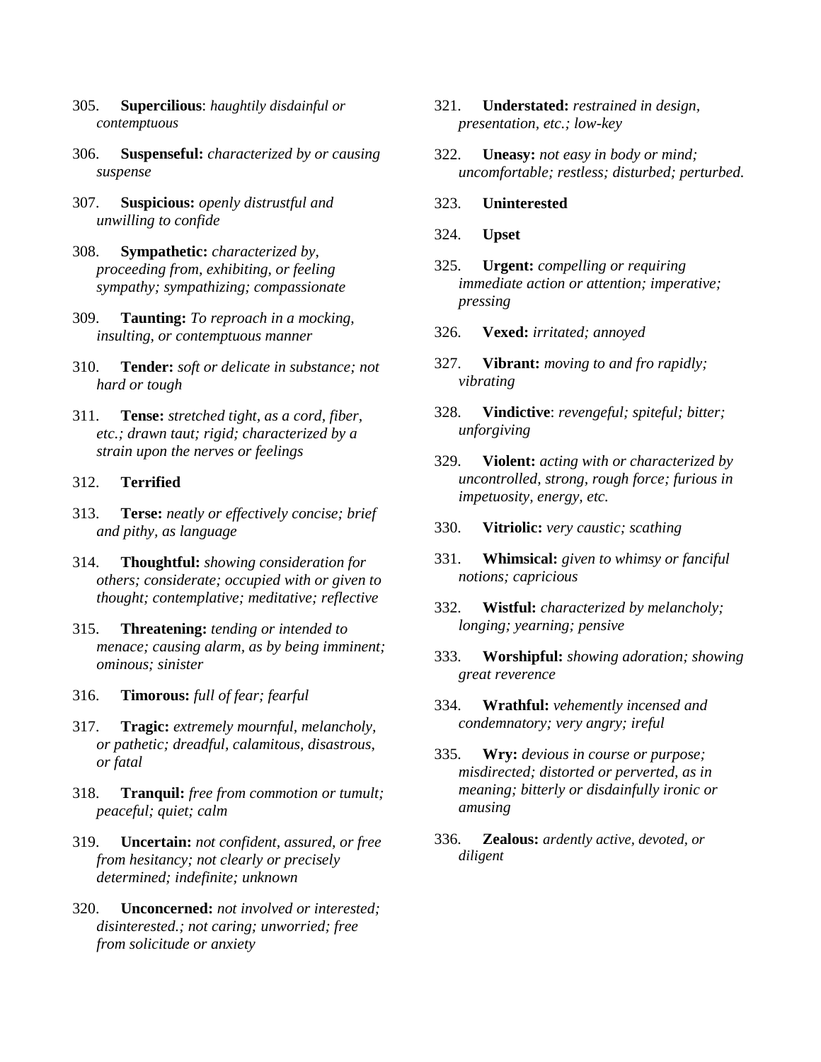305. **Supercilious**: *haughtily disdainful or contemptuous*

306. **Suspenseful:** *characterized by or causing suspense*

307. **Suspicious:** *openly distrustful and unwilling to confide*

308. **Sympathetic:** *characterized by, proceeding from, exhibiting, or feeling sympathy; sympathizing; compassionate*

309. **Taunting:** *To reproach in a mocking, insulting, or contemptuous manner*

310. **Tender:** *soft or delicate in substance; not hard or tough*

311. **Tense:** *stretched tight, as a cord, fiber, etc.; drawn taut; rigid; characterized by a strain upon the nerves or feelings*

312. **Terrified**

313. **Terse:** *neatly or effectively concise; brief and pithy, as language*

314. **Thoughtful:** *showing consideration for others; considerate; occupied with or given to thought; contemplative; meditative; reflective*

315. **Threatening:** *tending or intended to menace; causing alarm, as by being imminent; ominous; sinister*

316. **Timorous:** *full of fear; fearful*

317. **Tragic:** *extremely mournful, melancholy, or pathetic; dreadful, calamitous, disastrous, or fatal*

318. **Tranquil:** *free from commotion or tumult; peaceful; quiet; calm*

319. **Uncertain:** *not confident, assured, or free from hesitancy; not clearly or precisely determined; indefinite; unknown*

320. **Unconcerned:** *not involved or interested; disinterested.; not caring; unworried; free from solicitude or anxiety*

321. **Understated:** *restrained in design, presentation, etc.; low-key*

322. **Uneasy:** *not easy in body or mind; uncomfortable; restless; disturbed; perturbed.*

323. **Uninterested**

324. **Upset**

325. **Urgent:** *compelling or requiring immediate action or attention; imperative; pressing*

326. **Vexed:** *irritated; annoyed*

327. **Vibrant:** *moving to and fro rapidly; vibrating*

328. **Vindictive**: *revengeful; spiteful; bitter; unforgiving*

329. **Violent:** *acting with or characterized by uncontrolled, strong, rough force; furious in impetuosity, energy, etc.*

330. **Vitriolic:** *very caustic; scathing*

331. **Whimsical:** *given to whimsy or fanciful notions; capricious*

332. **Wistful:** *characterized by melancholy; longing; yearning; pensive*

333. **Worshipful:** *showing adoration; showing great reverence*

334. **Wrathful:** *vehemently incensed and condemnatory; very angry; ireful*

335. **Wry:** *devious in course or purpose; misdirected; distorted or perverted, as in meaning; bitterly or disdainfully ironic or amusing*

336. **Zealous:** *ardently active, devoted, or diligent*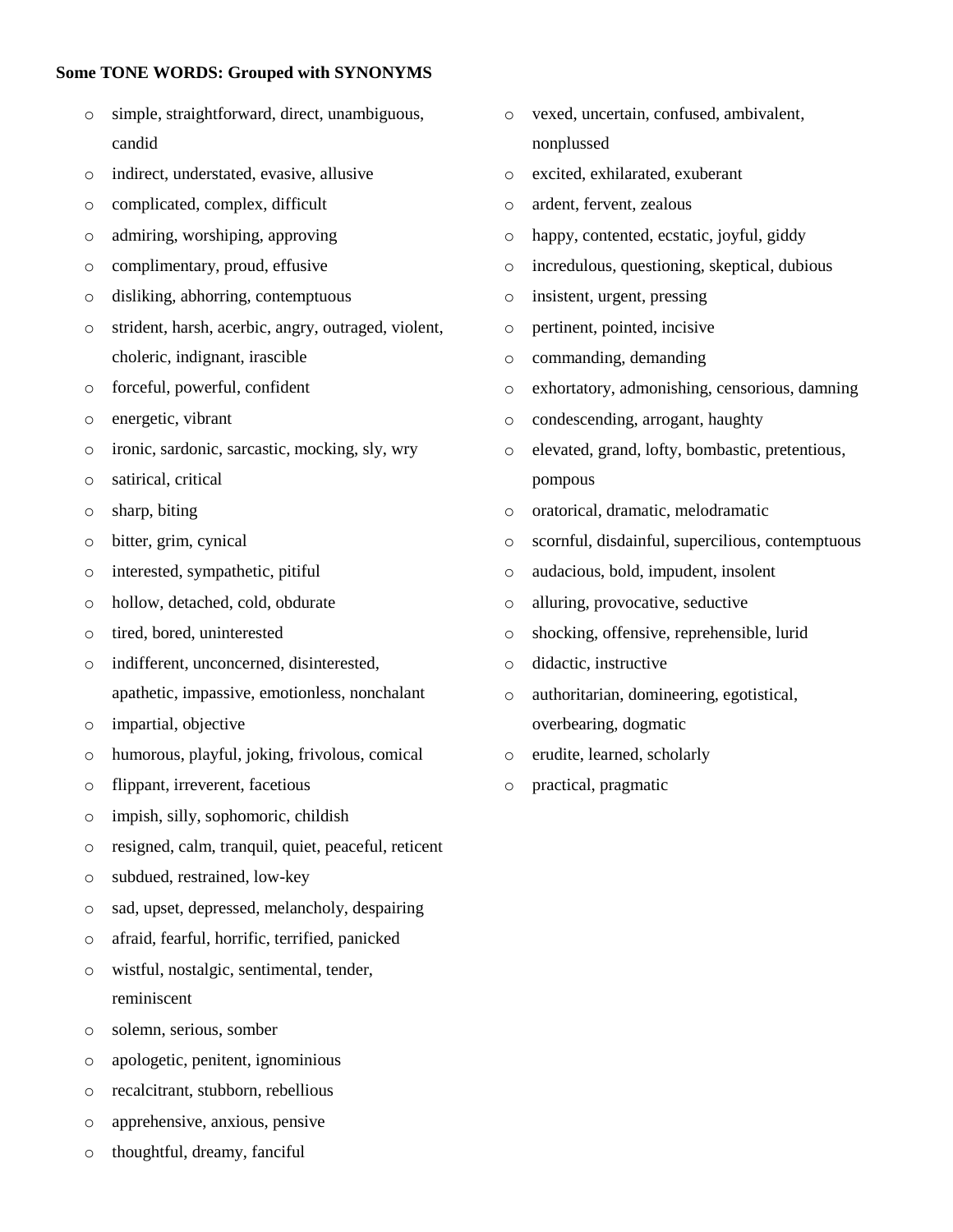**Some TONE WORDS: Grouped with SYNONYMS**

- simple, straightforward, direct, unambiguous, candid
- indirect, understated, evasive, allusive
- complicated, complex, difficult
- admiring, worshiping, approving
- complimentary, proud, effusive
- disliking, abhorring, contemptuous
- strident, harsh, acerbic, angry, outraged, violent, choleric, indignant, irascible
- forceful, powerful, confident
- energetic, vibrant
- ironic, sardonic, sarcastic, mocking, sly, wry
- satirical, critical
- sharp, biting
- bitter, grim, cynical
- interested, sympathetic, pitiful
- hollow, detached, cold, obdurate
- tired, bored, uninterested
- indifferent, unconcerned, disinterested, apathetic, impassive, emotionless, nonchalant
- impartial, objective
- humorous, playful, joking, frivolous, comical
- flippant, irreverent, facetious
- impish, silly, sophomoric, childish
- resigned, calm, tranquil, quiet, peaceful, reticent
- subdued, restrained, low-key
- sad, upset, depressed, melancholy, despairing
- afraid, fearful, horrific, terrified, panicked
- wistful, nostalgic, sentimental, tender, reminiscent
- solemn, serious, somber
- apologetic, penitent, ignominious
- recalcitrant, stubborn, rebellious
- apprehensive, anxious, pensive
- thoughtful, dreamy, fanciful
- vexed, uncertain, confused, ambivalent, nonplussed
- excited, exhilarated, exuberant
- ardent, fervent, zealous
- happy, contented, ecstatic, joyful, giddy
- incredulous, questioning, skeptical, dubious
- insistent, urgent, pressing
- pertinent, pointed, incisive
- commanding, demanding
- exhortatory, admonishing, censorious, damning
- condescending, arrogant, haughty
- elevated, grand, lofty, bombastic, pretentious, pompous
- oratorical, dramatic, melodramatic
- scornful, disdainful, supercilious, contemptuous
- audacious, bold, impudent, insolent
- alluring, provocative, seductive
- shocking, offensive, reprehensible, lurid
- didactic, instructive
- authoritarian, domineering, egotistical, overbearing, dogmatic
- erudite, learned, scholarly
- practical, pragmatic